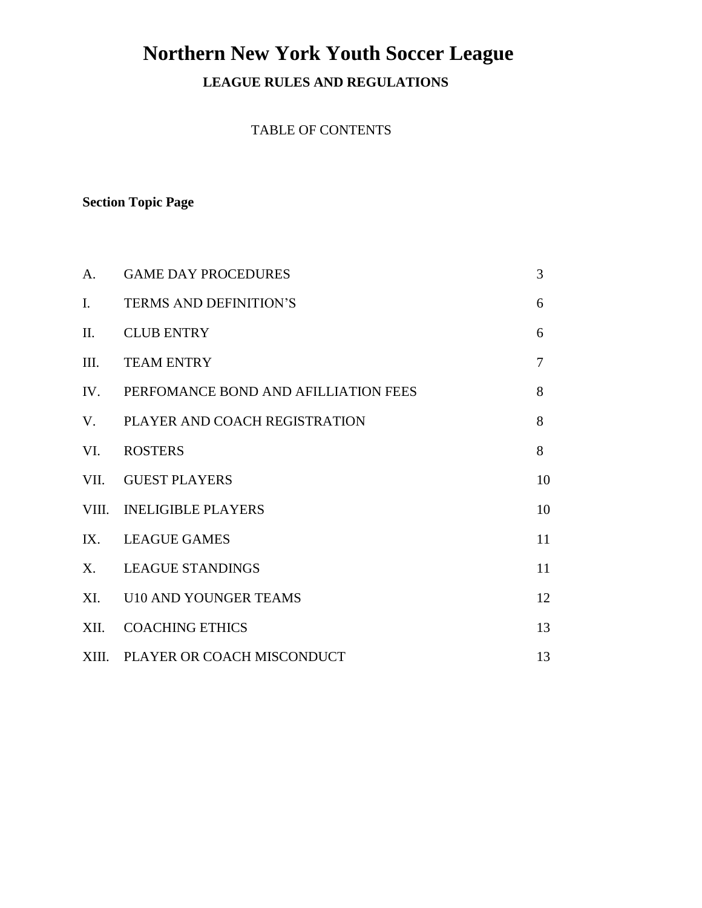# Northern New York Youth Soccer League

## LEAGUE RULES AND REGULATIONS

TABLE OF CONTENTS

**Section Topic Page**

| | | |
|---|---|---|
| A. | GAME DAY PROCEDURES | 3 |
| I. | TERMS AND DEFINITION'S | 6 |
| II. | CLUB ENTRY | 6 |
| III. | TEAM ENTRY | 7 |
| IV. | PERFOMANCE BOND AND AFILLIATION FEES | 8 |
| V. | PLAYER AND COACH REGISTRATION | 8 |
| VI. | ROSTERS | 8 |
| VII. | GUEST PLAYERS | 10 |
| VIII. | INELIGIBLE PLAYERS | 10 |
| IX. | LEAGUE GAMES | 11 |
| X. | LEAGUE STANDINGS | 11 |
| XI. | U10 AND YOUNGER TEAMS | 12 |
| XII. | COACHING ETHICS | 13 |
| XIII. | PLAYER OR COACH MISCONDUCT | 13 |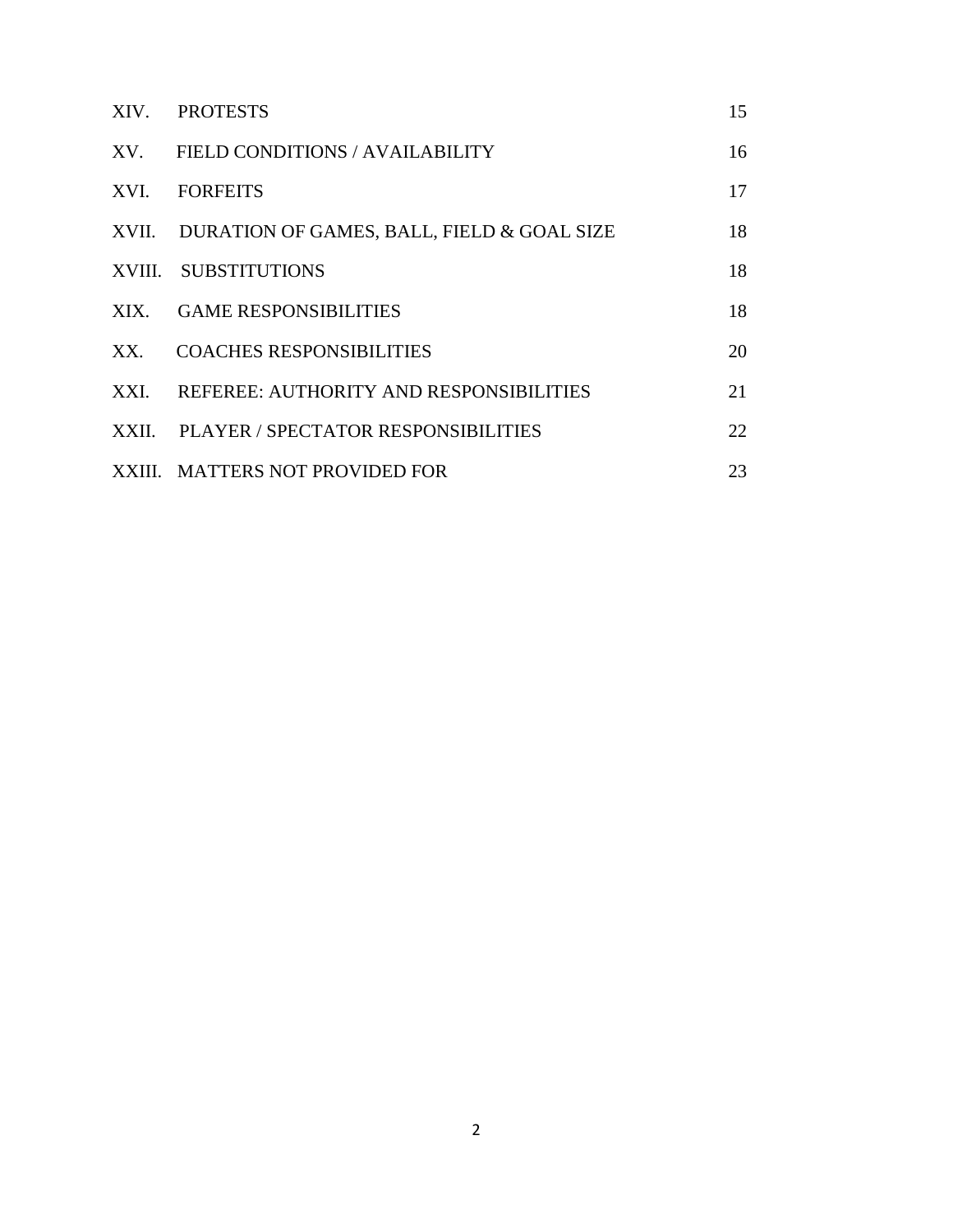| | | |
|---|---|---|
| XIV. | PROTESTS | 15 |
| XV. | FIELD CONDITIONS / AVAILABILITY | 16 |
| XVI. | FORFEITS | 17 |
| XVII. | DURATION OF GAMES, BALL, FIELD & GOAL SIZE | 18 |
| XVIII. | SUBSTITUTIONS | 18 |
| XIX. | GAME RESPONSIBILITIES | 18 |
| XX. | COACHES RESPONSIBILITIES | 20 |
| XXI. | REFEREE: AUTHORITY AND RESPONSIBILITIES | 21 |
| XXII. | PLAYER / SPECTATOR RESPONSIBILITIES | 22 |
| XXIII. | MATTERS NOT PROVIDED FOR | 23 |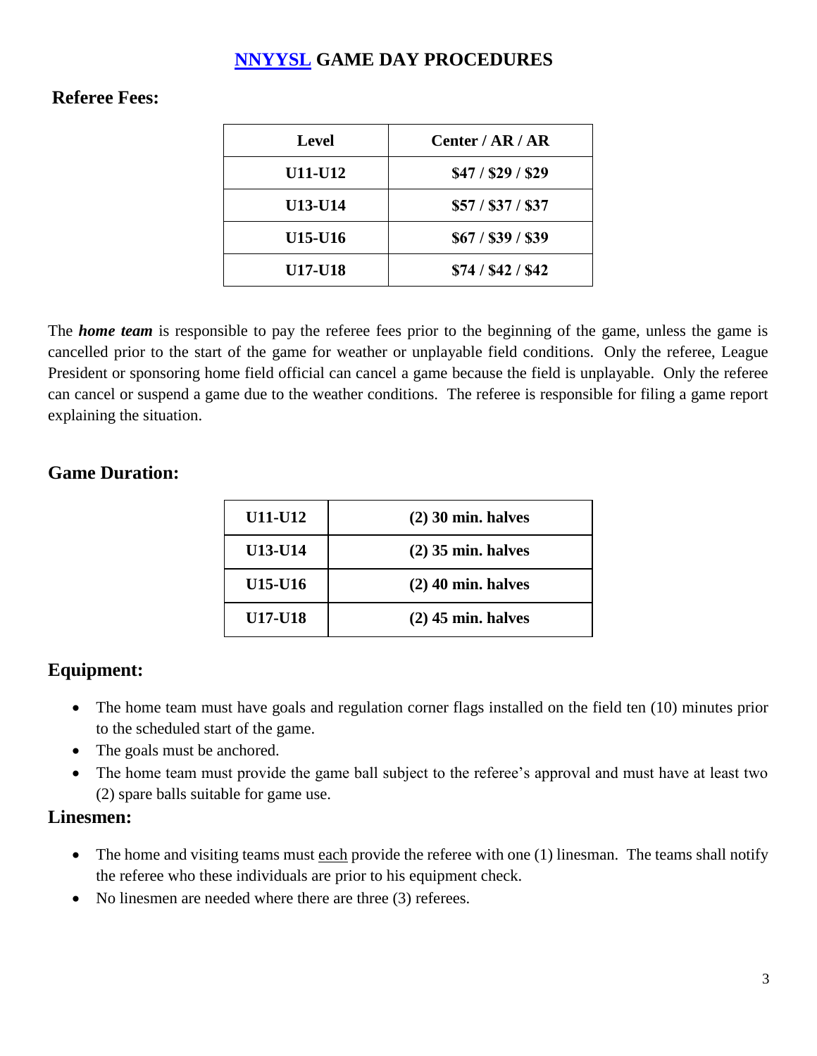# NNYYSL GAME DAY PROCEDURES

## Referee Fees:

| Level | Center / AR / AR |
|---|---|
| U11-U12 | $47 / $29 / $29 |
| U13-U14 | $57 / $37 / $37 |
| U15-U16 | $67 / $39 / $39 |
| U17-U18 | $74 / $42 / $42 |

The ***home team*** is responsible to pay the referee fees prior to the beginning of the game, unless the game is cancelled prior to the start of the game for weather or unplayable field conditions. Only the referee, League President or sponsoring home field official can cancel a game because the field is unplayable. Only the referee can cancel or suspend a game due to the weather conditions. The referee is responsible for filing a game report explaining the situation.

## Game Duration:

| | |
|---|---|
| U11-U12 | (2) 30 min. halves |
| U13-U14 | (2) 35 min. halves |
| U15-U16 | (2) 40 min. halves |
| U17-U18 | (2) 45 min. halves |

## Equipment:

- The home team must have goals and regulation corner flags installed on the field ten (10) minutes prior to the scheduled start of the game.
- The goals must be anchored.
- The home team must provide the game ball subject to the referee's approval and must have at least two (2) spare balls suitable for game use.

## Linesmen:

- The home and visiting teams must each provide the referee with one (1) linesman. The teams shall notify the referee who these individuals are prior to his equipment check.
- No linesmen are needed where there are three (3) referees.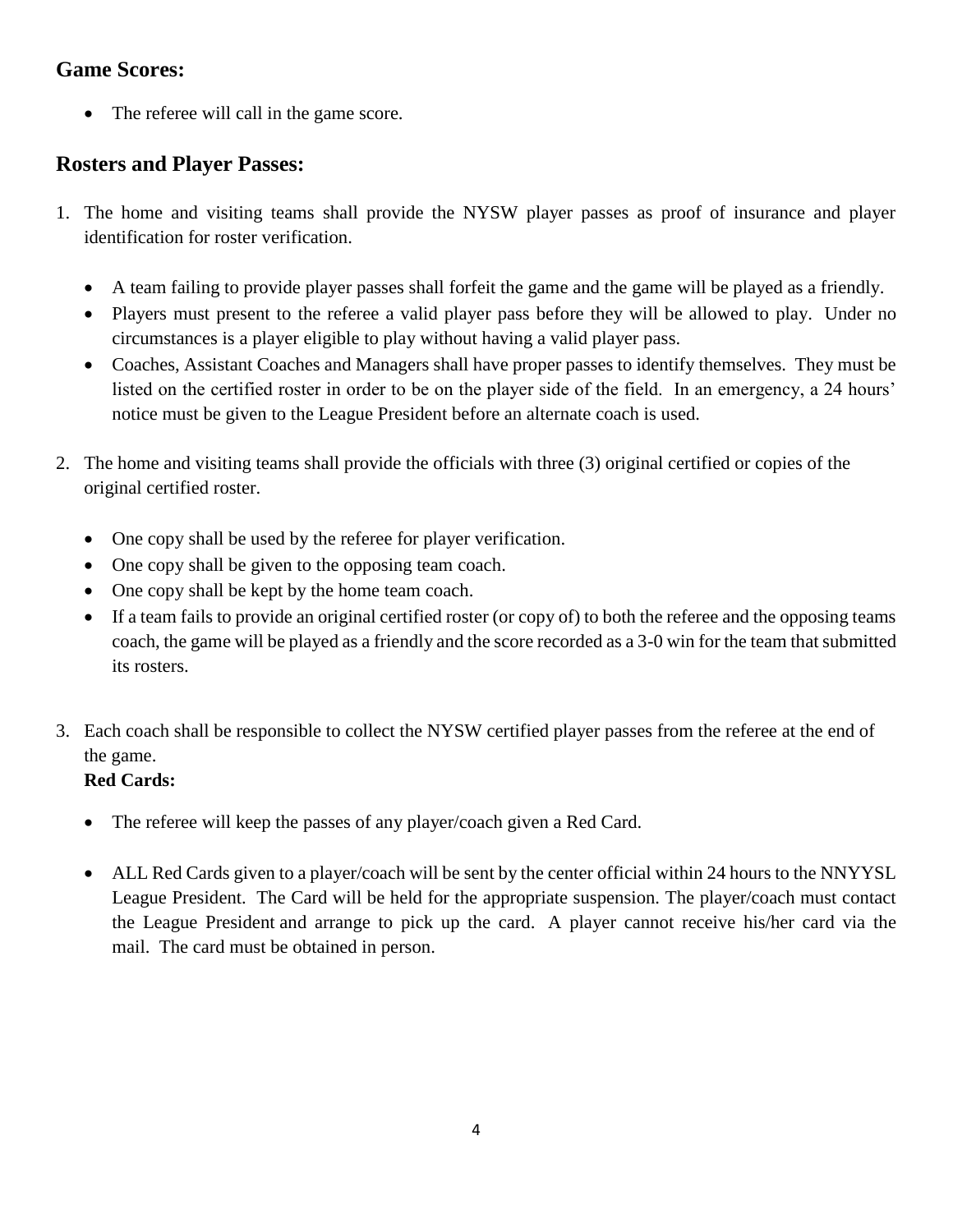## Game Scores:

- The referee will call in the game score.

## Rosters and Player Passes:

1. The home and visiting teams shall provide the NYSW player passes as proof of insurance and player identification for roster verification.

   - A team failing to provide player passes shall forfeit the game and the game will be played as a friendly.
   - Players must present to the referee a valid player pass before they will be allowed to play. Under no circumstances is a player eligible to play without having a valid player pass.
   - Coaches, Assistant Coaches and Managers shall have proper passes to identify themselves. They must be listed on the certified roster in order to be on the player side of the field. In an emergency, a 24 hours' notice must be given to the League President before an alternate coach is used.

2. The home and visiting teams shall provide the officials with three (3) original certified or copies of the original certified roster.

   - One copy shall be used by the referee for player verification.
   - One copy shall be given to the opposing team coach.
   - One copy shall be kept by the home team coach.
   - If a team fails to provide an original certified roster (or copy of) to both the referee and the opposing teams coach, the game will be played as a friendly and the score recorded as a 3-0 win for the team that submitted its rosters.

3. Each coach shall be responsible to collect the NYSW certified player passes from the referee at the end of the game.

   **Red Cards:**

   - The referee will keep the passes of any player/coach given a Red Card.
   - ALL Red Cards given to a player/coach will be sent by the center official within 24 hours to the NNYYSL League President. The Card will be held for the appropriate suspension. The player/coach must contact the League President and arrange to pick up the card. A player cannot receive his/her card via the mail. The card must be obtained in person.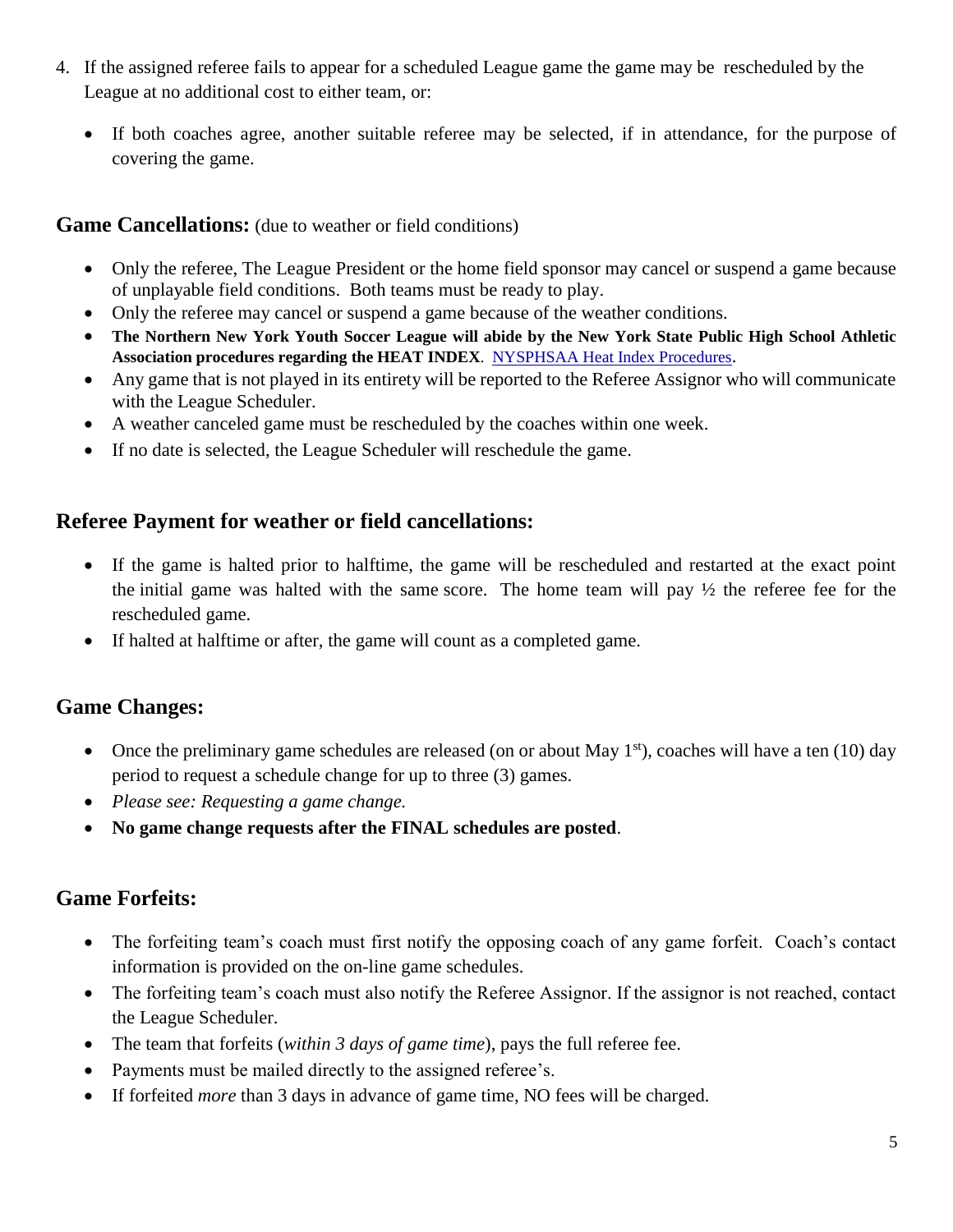4. If the assigned referee fails to appear for a scheduled League game the game may be rescheduled by the League at no additional cost to either team, or:
   - If both coaches agree, another suitable referee may be selected, if in attendance, for the purpose of covering the game.

## Game Cancellations: (due to weather or field conditions)

- Only the referee, The League President or the home field sponsor may cancel or suspend a game because of unplayable field conditions. Both teams must be ready to play.
- Only the referee may cancel or suspend a game because of the weather conditions.
- **The Northern New York Youth Soccer League will abide by the New York State Public High School Athletic Association procedures regarding the HEAT INDEX**. NYSPHSAA Heat Index Procedures.
- Any game that is not played in its entirety will be reported to the Referee Assignor who will communicate with the League Scheduler.
- A weather canceled game must be rescheduled by the coaches within one week.
- If no date is selected, the League Scheduler will reschedule the game.

## Referee Payment for weather or field cancellations:

- If the game is halted prior to halftime, the game will be rescheduled and restarted at the exact point the initial game was halted with the same score. The home team will pay ½ the referee fee for the rescheduled game.
- If halted at halftime or after, the game will count as a completed game.

## Game Changes:

- Once the preliminary game schedules are released (on or about May 1st), coaches will have a ten (10) day period to request a schedule change for up to three (3) games.
- *Please see: Requesting a game change.*
- **No game change requests after the FINAL schedules are posted**.

## Game Forfeits:

- The forfeiting team's coach must first notify the opposing coach of any game forfeit. Coach's contact information is provided on the on-line game schedules.
- The forfeiting team's coach must also notify the Referee Assignor. If the assignor is not reached, contact the League Scheduler.
- The team that forfeits (*within 3 days of game time*), pays the full referee fee.
- Payments must be mailed directly to the assigned referee's.
- If forfeited *more* than 3 days in advance of game time, NO fees will be charged.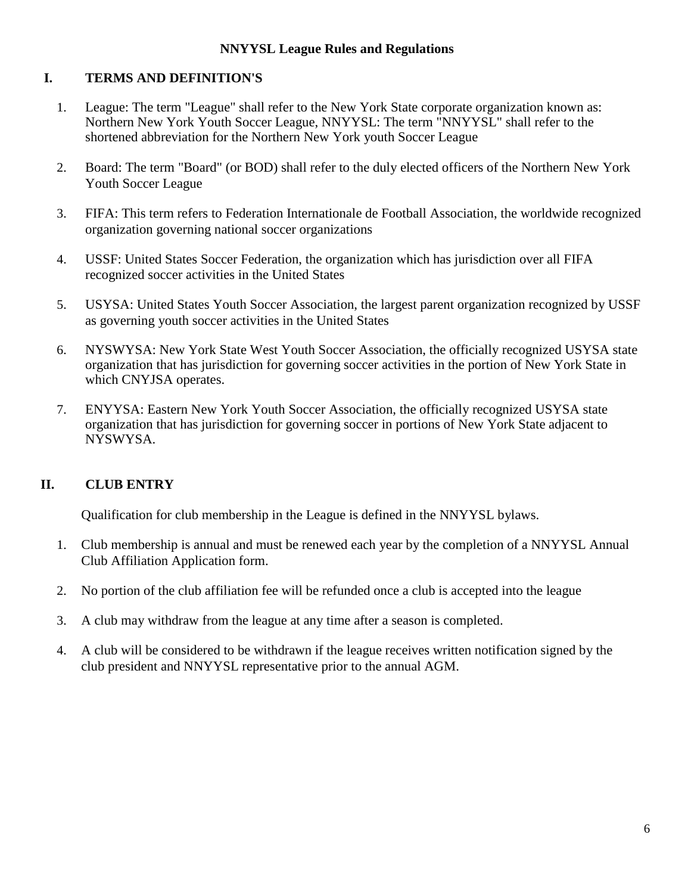# NNYYSL League Rules and Regulations

## I. TERMS AND DEFINITION'S

1. League: The term "League" shall refer to the New York State corporate organization known as: Northern New York Youth Soccer League, NNYYSL: The term "NNYYSL" shall refer to the shortened abbreviation for the Northern New York youth Soccer League

2. Board: The term "Board" (or BOD) shall refer to the duly elected officers of the Northern New York Youth Soccer League

3. FIFA: This term refers to Federation Internationale de Football Association, the worldwide recognized organization governing national soccer organizations

4. USSF: United States Soccer Federation, the organization which has jurisdiction over all FIFA recognized soccer activities in the United States

5. USYSA: United States Youth Soccer Association, the largest parent organization recognized by USSF as governing youth soccer activities in the United States

6. NYSWYSA: New York State West Youth Soccer Association, the officially recognized USYSA state organization that has jurisdiction for governing soccer activities in the portion of New York State in which CNYJSA operates.

7. ENYYSA: Eastern New York Youth Soccer Association, the officially recognized USYSA state organization that has jurisdiction for governing soccer in portions of New York State adjacent to NYSWYSA.

## II. CLUB ENTRY

Qualification for club membership in the League is defined in the NNYYSL bylaws.

1. Club membership is annual and must be renewed each year by the completion of a NNYYSL Annual Club Affiliation Application form.

2. No portion of the club affiliation fee will be refunded once a club is accepted into the league

3. A club may withdraw from the league at any time after a season is completed.

4. A club will be considered to be withdrawn if the league receives written notification signed by the club president and NNYYSL representative prior to the annual AGM.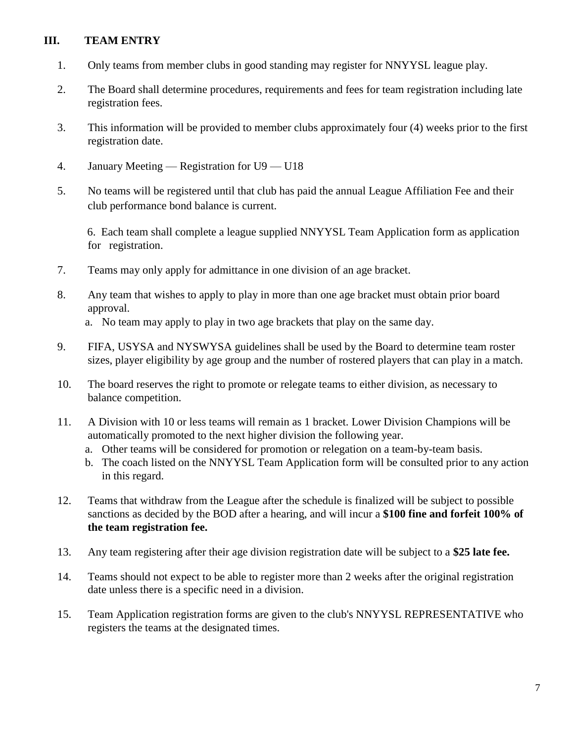## III. TEAM ENTRY

1. Only teams from member clubs in good standing may register for NNYYSL league play.
2. The Board shall determine procedures, requirements and fees for team registration including late registration fees.
3. This information will be provided to member clubs approximately four (4) weeks prior to the first registration date.
4. January Meeting — Registration for U9 — U18
5. No teams will be registered until that club has paid the annual League Affiliation Fee and their club performance bond balance is current.
6. Each team shall complete a league supplied NNYYSL Team Application form as application for registration.
7. Teams may only apply for admittance in one division of an age bracket.
8. Any team that wishes to apply to play in more than one age bracket must obtain prior board approval.
   a. No team may apply to play in two age brackets that play on the same day.
9. FIFA, USYSA and NYSWYSA guidelines shall be used by the Board to determine team roster sizes, player eligibility by age group and the number of rostered players that can play in a match.
10. The board reserves the right to promote or relegate teams to either division, as necessary to balance competition.
11. A Division with 10 or less teams will remain as 1 bracket. Lower Division Champions will be automatically promoted to the next higher division the following year.
    a. Other teams will be considered for promotion or relegation on a team-by-team basis.
    b. The coach listed on the NNYYSL Team Application form will be consulted prior to any action in this regard.
12. Teams that withdraw from the League after the schedule is finalized will be subject to possible sanctions as decided by the BOD after a hearing, and will incur a **$100 fine and forfeit 100% of the team registration fee.**
13. Any team registering after their age division registration date will be subject to a **$25 late fee.**
14. Teams should not expect to be able to register more than 2 weeks after the original registration date unless there is a specific need in a division.
15. Team Application registration forms are given to the club's NNYYSL REPRESENTATIVE who registers the teams at the designated times.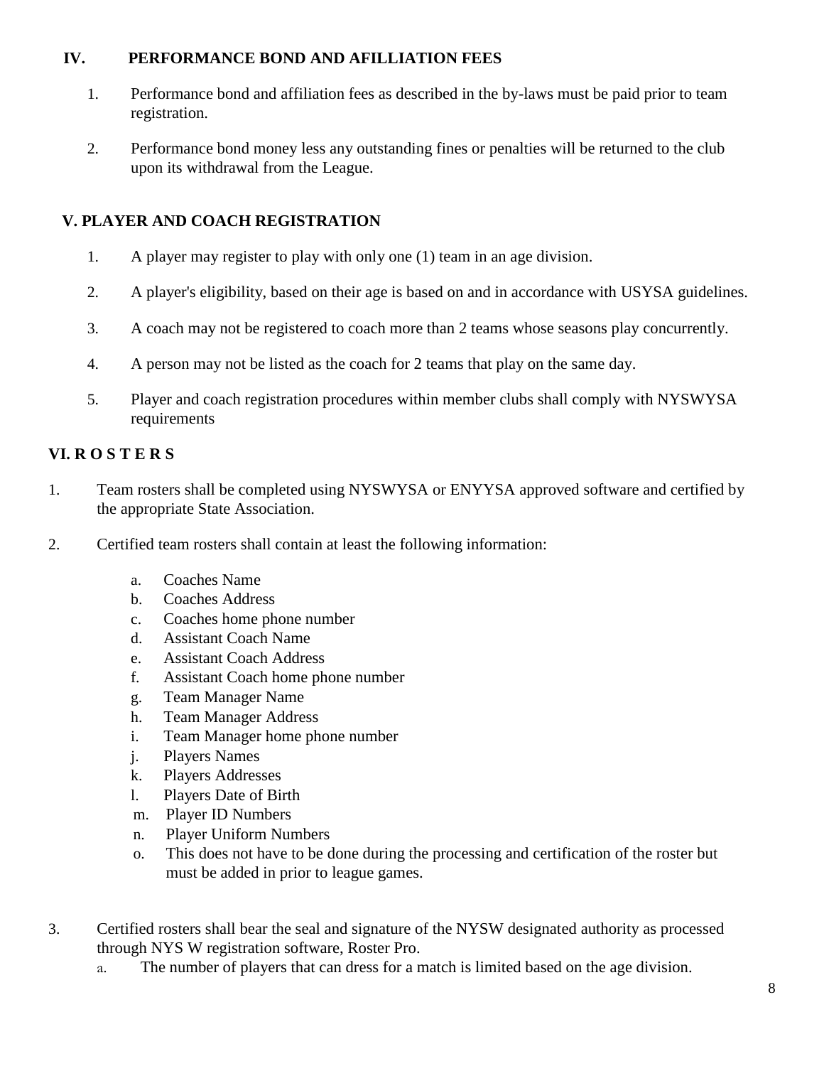## IV. PERFORMANCE BOND AND AFILLIATION FEES

1. Performance bond and affiliation fees as described in the by-laws must be paid prior to team registration.

2. Performance bond money less any outstanding fines or penalties will be returned to the club upon its withdrawal from the League.

## V. PLAYER AND COACH REGISTRATION

1. A player may register to play with only one (1) team in an age division.

2. A player's eligibility, based on their age is based on and in accordance with USYSA guidelines.

3. A coach may not be registered to coach more than 2 teams whose seasons play concurrently.

4. A person may not be listed as the coach for 2 teams that play on the same day.

5. Player and coach registration procedures within member clubs shall comply with NYSWYSA requirements

## VI. R O S T E R S

1. Team rosters shall be completed using NYSWYSA or ENYYSA approved software and certified by the appropriate State Association.

2. Certified team rosters shall contain at least the following information:

   a. Coaches Name
   b. Coaches Address
   c. Coaches home phone number
   d. Assistant Coach Name
   e. Assistant Coach Address
   f. Assistant Coach home phone number
   g. Team Manager Name
   h. Team Manager Address
   i. Team Manager home phone number
   j. Players Names
   k. Players Addresses
   l. Players Date of Birth
   m. Player ID Numbers
   n. Player Uniform Numbers
   o. This does not have to be done during the processing and certification of the roster but must be added in prior to league games.

3. Certified rosters shall bear the seal and signature of the NYSW designated authority as processed through NYS W registration software, Roster Pro.
   a. The number of players that can dress for a match is limited based on the age division.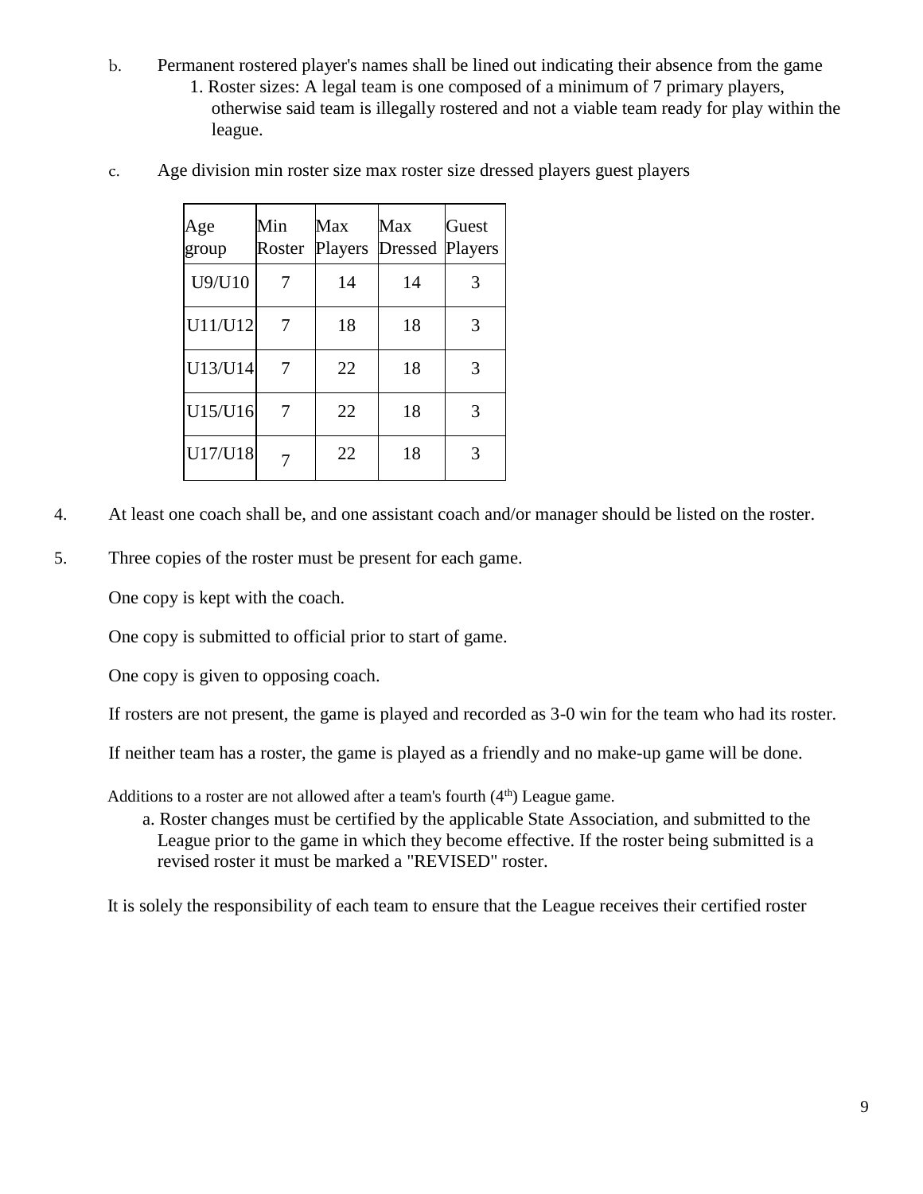b. Permanent rostered player's names shall be lined out indicating their absence from the game

   1. Roster sizes: A legal team is one composed of a minimum of 7 primary players, otherwise said team is illegally rostered and not a viable team ready for play within the league.

c. Age division min roster size max roster size dressed players guest players

| Age group | Min Roster | Max Players | Max Dressed | Guest Players |
|---|---|---|---|---|
| U9/U10 | 7 | 14 | 14 | 3 |
| U11/U12 | 7 | 18 | 18 | 3 |
| U13/U14 | 7 | 22 | 18 | 3 |
| U15/U16 | 7 | 22 | 18 | 3 |
| U17/U18 | 7 | 22 | 18 | 3 |

4. At least one coach shall be, and one assistant coach and/or manager should be listed on the roster.

5. Three copies of the roster must be present for each game.

   One copy is kept with the coach.

   One copy is submitted to official prior to start of game.

   One copy is given to opposing coach.

   If rosters are not present, the game is played and recorded as 3-0 win for the team who had its roster.

   If neither team has a roster, the game is played as a friendly and no make-up game will be done.

   Additions to a roster are not allowed after a team's fourth (4th) League game.

   a. Roster changes must be certified by the applicable State Association, and submitted to the League prior to the game in which they become effective. If the roster being submitted is a revised roster it must be marked a "REVISED" roster.

   It is solely the responsibility of each team to ensure that the League receives their certified roster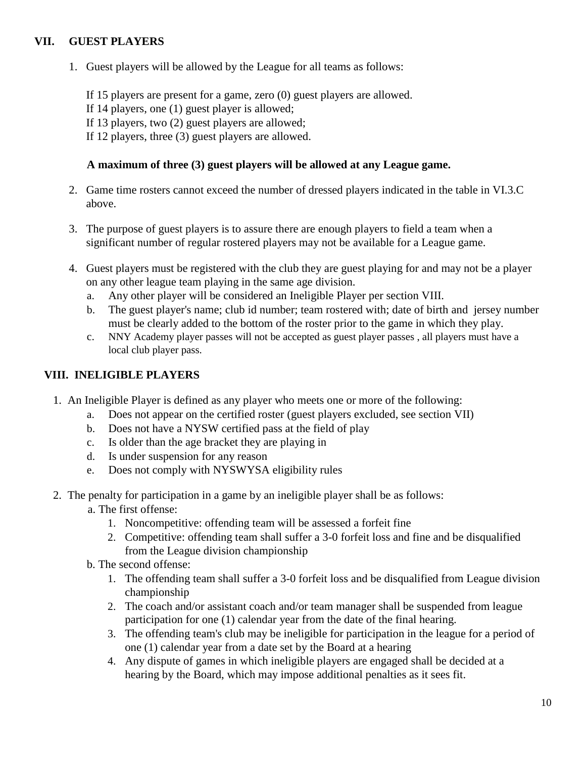## VII. GUEST PLAYERS

1. Guest players will be allowed by the League for all teams as follows:

   If 15 players are present for a game, zero (0) guest players are allowed.
   If 14 players, one (1) guest player is allowed;
   If 13 players, two (2) guest players are allowed;
   If 12 players, three (3) guest players are allowed.

   **A maximum of three (3) guest players will be allowed at any League game.**

2. Game time rosters cannot exceed the number of dressed players indicated in the table in VI.3.C above.

3. The purpose of guest players is to assure there are enough players to field a team when a significant number of regular rostered players may not be available for a League game.

4. Guest players must be registered with the club they are guest playing for and may not be a player on any other league team playing in the same age division.
   a. Any other player will be considered an Ineligible Player per section VIII.
   b. The guest player's name; club id number; team rostered with; date of birth and jersey number must be clearly added to the bottom of the roster prior to the game in which they play.
   c. NNY Academy player passes will not be accepted as guest player passes , all players must have a local club player pass.

## VIII. INELIGIBLE PLAYERS

1. An Ineligible Player is defined as any player who meets one or more of the following:
   a. Does not appear on the certified roster (guest players excluded, see section VII)
   b. Does not have a NYSW certified pass at the field of play
   c. Is older than the age bracket they are playing in
   d. Is under suspension for any reason
   e. Does not comply with NYSWYSA eligibility rules

2. The penalty for participation in a game by an ineligible player shall be as follows:
   a. The first offense:
      1. Noncompetitive: offending team will be assessed a forfeit fine
      2. Competitive: offending team shall suffer a 3-0 forfeit loss and fine and be disqualified from the League division championship
   b. The second offense:
      1. The offending team shall suffer a 3-0 forfeit loss and be disqualified from League division championship
      2. The coach and/or assistant coach and/or team manager shall be suspended from league participation for one (1) calendar year from the date of the final hearing.
      3. The offending team's club may be ineligible for participation in the league for a period of one (1) calendar year from a date set by the Board at a hearing
      4. Any dispute of games in which ineligible players are engaged shall be decided at a hearing by the Board, which may impose additional penalties as it sees fit.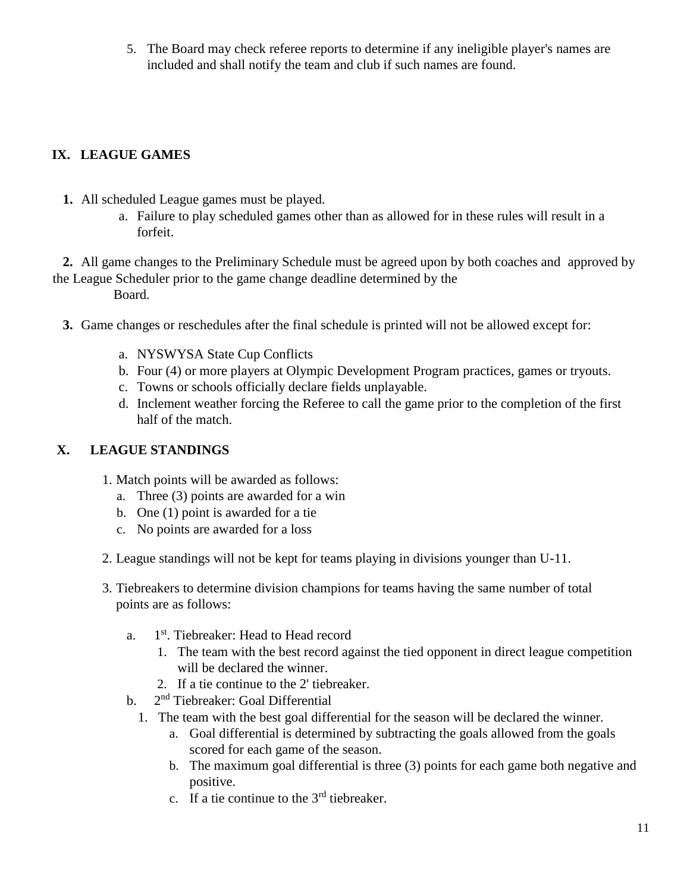5. The Board may check referee reports to determine if any ineligible player's names are included and shall notify the team and club if such names are found.

## IX. LEAGUE GAMES

**1.** All scheduled League games must be played.

   a. Failure to play scheduled games other than as allowed for in these rules will result in a forfeit.

**2.** All game changes to the Preliminary Schedule must be agreed upon by both coaches and approved by the League Scheduler prior to the game change deadline determined by the Board.

**3.** Game changes or reschedules after the final schedule is printed will not be allowed except for:

   a. NYSWYSA State Cup Conflicts
   b. Four (4) or more players at Olympic Development Program practices, games or tryouts.
   c. Towns or schools officially declare fields unplayable.
   d. Inclement weather forcing the Referee to call the game prior to the completion of the first half of the match.

## X. LEAGUE STANDINGS

1. Match points will be awarded as follows:
   a. Three (3) points are awarded for a win
   b. One (1) point is awarded for a tie
   c. No points are awarded for a loss

2. League standings will not be kept for teams playing in divisions younger than U-11.

3. Tiebreakers to determine division champions for teams having the same number of total points are as follows:

   a. 1st. Tiebreaker: Head to Head record
      1. The team with the best record against the tied opponent in direct league competition will be declared the winner.
      2. If a tie continue to the 2' tiebreaker.

   b. 2nd Tiebreaker: Goal Differential
      1. The team with the best goal differential for the season will be declared the winner.
         a. Goal differential is determined by subtracting the goals allowed from the goals scored for each game of the season.
         b. The maximum goal differential is three (3) points for each game both negative and positive.
         c. If a tie continue to the 3rd tiebreaker.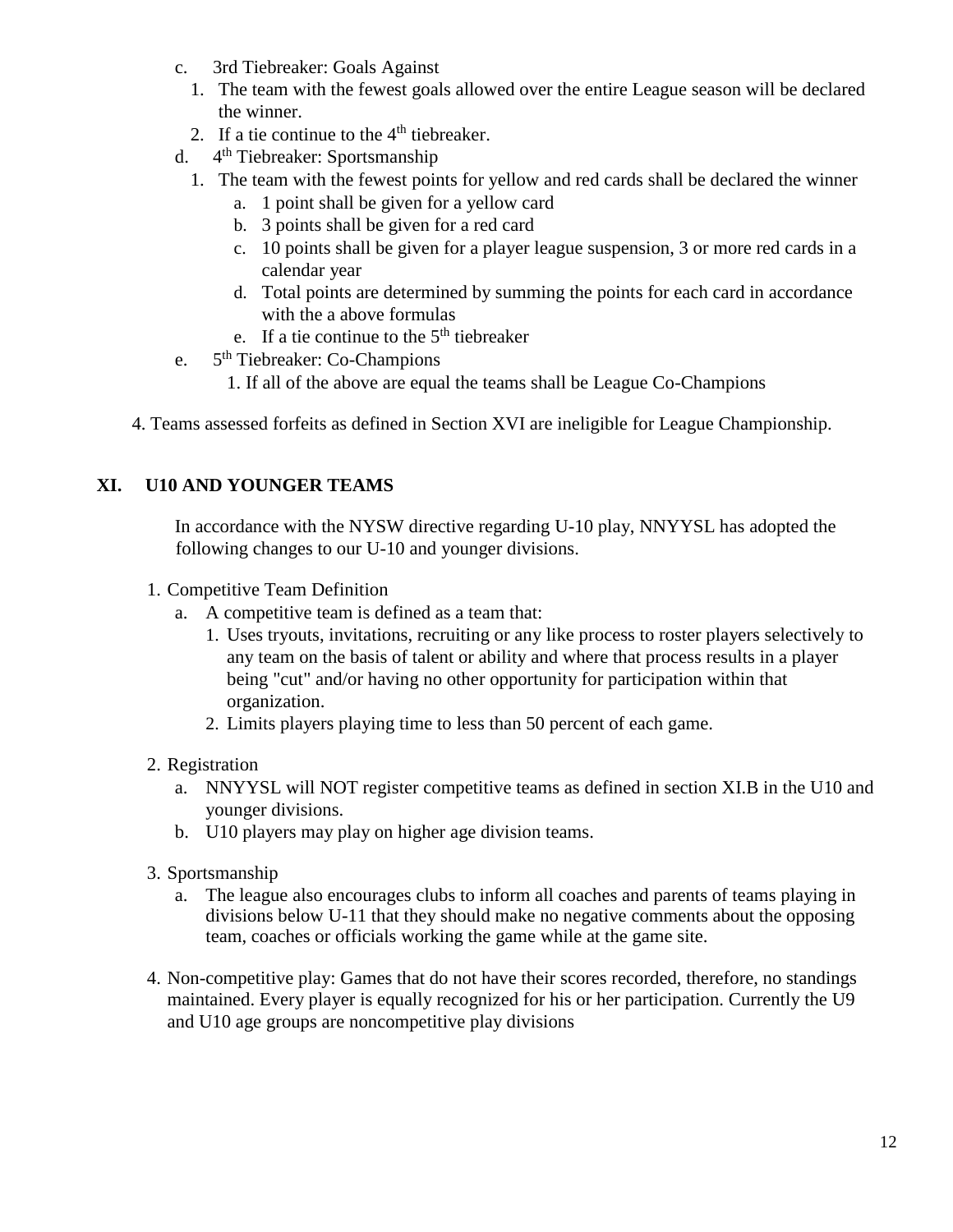c. 3rd Tiebreaker: Goals Against
   1. The team with the fewest goals allowed over the entire League season will be declared the winner.
   2. If a tie continue to the 4th tiebreaker.

d. 4th Tiebreaker: Sportsmanship
   1. The team with the fewest points for yellow and red cards shall be declared the winner
      a. 1 point shall be given for a yellow card
      b. 3 points shall be given for a red card
      c. 10 points shall be given for a player league suspension, 3 or more red cards in a calendar year
      d. Total points are determined by summing the points for each card in accordance with the a above formulas
      e. If a tie continue to the 5th tiebreaker

e. 5th Tiebreaker: Co-Champions
   1. If all of the above are equal the teams shall be League Co-Champions

4. Teams assessed forfeits as defined in Section XVI are ineligible for League Championship.

## XI. U10 AND YOUNGER TEAMS

In accordance with the NYSW directive regarding U-10 play, NNYYSL has adopted the following changes to our U-10 and younger divisions.

1. Competitive Team Definition
   a. A competitive team is defined as a team that:
      1. Uses tryouts, invitations, recruiting or any like process to roster players selectively to any team on the basis of talent or ability and where that process results in a player being "cut" and/or having no other opportunity for participation within that organization.
      2. Limits players playing time to less than 50 percent of each game.

2. Registration
   a. NNYYSL will NOT register competitive teams as defined in section XI.B in the U10 and younger divisions.
   b. U10 players may play on higher age division teams.

3. Sportsmanship
   a. The league also encourages clubs to inform all coaches and parents of teams playing in divisions below U-11 that they should make no negative comments about the opposing team, coaches or officials working the game while at the game site.

4. Non-competitive play: Games that do not have their scores recorded, therefore, no standings maintained. Every player is equally recognized for his or her participation. Currently the U9 and U10 age groups are noncompetitive play divisions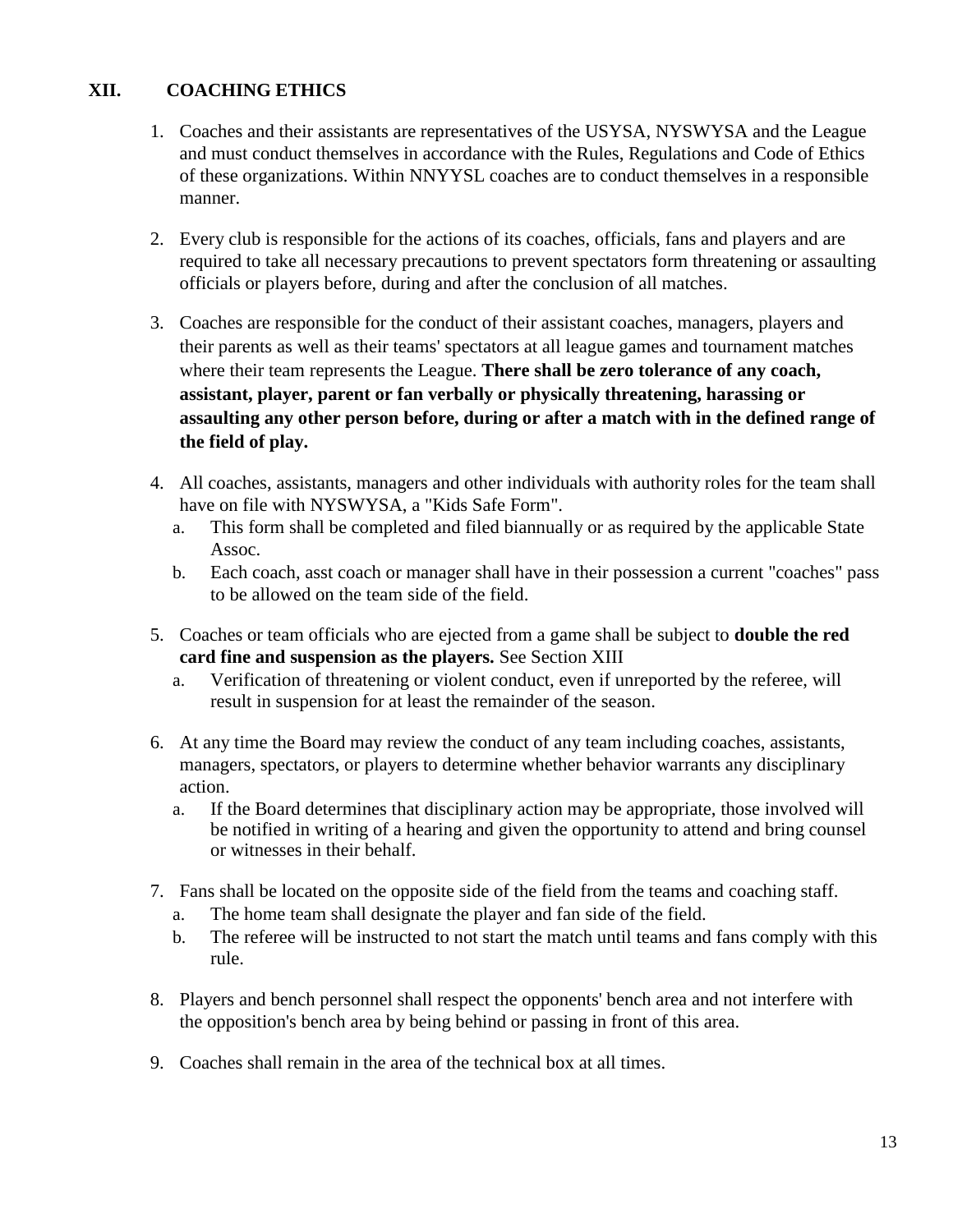## XII. COACHING ETHICS

1. Coaches and their assistants are representatives of the USYSA, NYSWYSA and the League and must conduct themselves in accordance with the Rules, Regulations and Code of Ethics of these organizations. Within NNYYSL coaches are to conduct themselves in a responsible manner.

2. Every club is responsible for the actions of its coaches, officials, fans and players and are required to take all necessary precautions to prevent spectators form threatening or assaulting officials or players before, during and after the conclusion of all matches.

3. Coaches are responsible for the conduct of their assistant coaches, managers, players and their parents as well as their teams' spectators at all league games and tournament matches where their team represents the League. **There shall be zero tolerance of any coach, assistant, player, parent or fan verbally or physically threatening, harassing or assaulting any other person before, during or after a match with in the defined range of the field of play.**

4. All coaches, assistants, managers and other individuals with authority roles for the team shall have on file with NYSWYSA, a "Kids Safe Form".
   a. This form shall be completed and filed biannually or as required by the applicable State Assoc.
   b. Each coach, asst coach or manager shall have in their possession a current "coaches" pass to be allowed on the team side of the field.

5. Coaches or team officials who are ejected from a game shall be subject to **double the red card fine and suspension as the players.** See Section XIII
   a. Verification of threatening or violent conduct, even if unreported by the referee, will result in suspension for at least the remainder of the season.

6. At any time the Board may review the conduct of any team including coaches, assistants, managers, spectators, or players to determine whether behavior warrants any disciplinary action.
   a. If the Board determines that disciplinary action may be appropriate, those involved will be notified in writing of a hearing and given the opportunity to attend and bring counsel or witnesses in their behalf.

7. Fans shall be located on the opposite side of the field from the teams and coaching staff.
   a. The home team shall designate the player and fan side of the field.
   b. The referee will be instructed to not start the match until teams and fans comply with this rule.

8. Players and bench personnel shall respect the opponents' bench area and not interfere with the opposition's bench area by being behind or passing in front of this area.

9. Coaches shall remain in the area of the technical box at all times.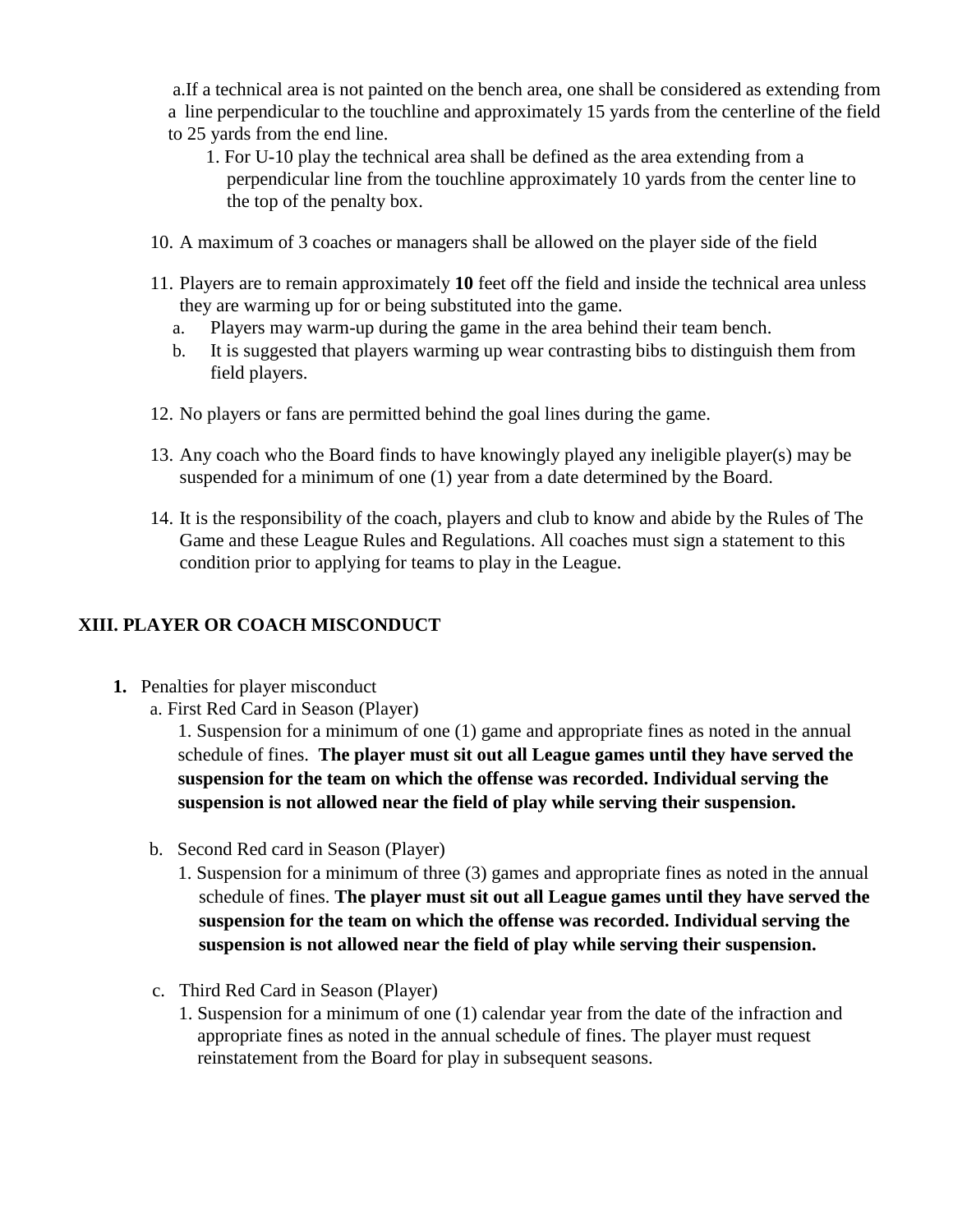a. If a technical area is not painted on the bench area, one shall be considered as extending from a line perpendicular to the touchline and approximately 15 yards from the centerline of the field to 25 yards from the end line.

   1. For U-10 play the technical area shall be defined as the area extending from a perpendicular line from the touchline approximately 10 yards from the center line to the top of the penalty box.

10. A maximum of 3 coaches or managers shall be allowed on the player side of the field

11. Players are to remain approximately **10** feet off the field and inside the technical area unless they are warming up for or being substituted into the game.
    a. Players may warm-up during the game in the area behind their team bench.
    b. It is suggested that players warming up wear contrasting bibs to distinguish them from field players.

12. No players or fans are permitted behind the goal lines during the game.

13. Any coach who the Board finds to have knowingly played any ineligible player(s) may be suspended for a minimum of one (1) year from a date determined by the Board.

14. It is the responsibility of the coach, players and club to know and abide by the Rules of The Game and these League Rules and Regulations. All coaches must sign a statement to this condition prior to applying for teams to play in the League.

## XIII. PLAYER OR COACH MISCONDUCT

**1.** Penalties for player misconduct

a. First Red Card in Season (Player)

   1. Suspension for a minimum of one (1) game and appropriate fines as noted in the annual schedule of fines. **The player must sit out all League games until they have served the suspension for the team on which the offense was recorded. Individual serving the suspension is not allowed near the field of play while serving their suspension.**

b. Second Red card in Season (Player)

   1. Suspension for a minimum of three (3) games and appropriate fines as noted in the annual schedule of fines. **The player must sit out all League games until they have served the suspension for the team on which the offense was recorded. Individual serving the suspension is not allowed near the field of play while serving their suspension.**

c. Third Red Card in Season (Player)

   1. Suspension for a minimum of one (1) calendar year from the date of the infraction and appropriate fines as noted in the annual schedule of fines. The player must request reinstatement from the Board for play in subsequent seasons.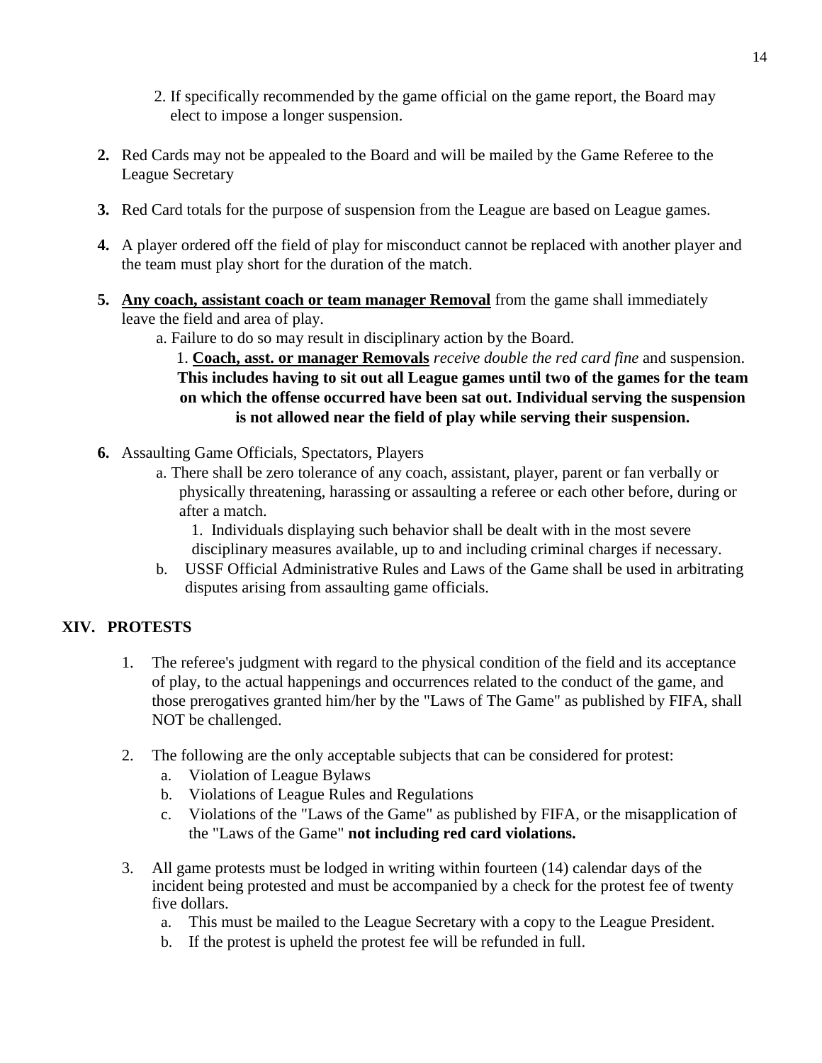2. If specifically recommended by the game official on the game report, the Board may elect to impose a longer suspension.

**2.** Red Cards may not be appealed to the Board and will be mailed by the Game Referee to the League Secretary

**3.** Red Card totals for the purpose of suspension from the League are based on League games.

**4.** A player ordered off the field of play for misconduct cannot be replaced with another player and the team must play short for the duration of the match.

**5.** **<u>Any coach, assistant coach or team manager Removal</u>** from the game shall immediately leave the field and area of play.

a. Failure to do so may result in disciplinary action by the Board.

1. **<u>Coach, asst. or manager Removals</u>** *receive double the red card fine* and suspension. **This includes having to sit out all League games until two of the games for the team on which the offense occurred have been sat out. Individual serving the suspension is not allowed near the field of play while serving their suspension.**

**6.** Assaulting Game Officials, Spectators, Players

a. There shall be zero tolerance of any coach, assistant, player, parent or fan verbally or physically threatening, harassing or assaulting a referee or each other before, during or after a match.

1. Individuals displaying such behavior shall be dealt with in the most severe disciplinary measures available, up to and including criminal charges if necessary.

b. USSF Official Administrative Rules and Laws of the Game shall be used in arbitrating disputes arising from assaulting game officials.

## XIV. PROTESTS

1. The referee's judgment with regard to the physical condition of the field and its acceptance of play, to the actual happenings and occurrences related to the conduct of the game, and those prerogatives granted him/her by the "Laws of The Game" as published by FIFA, shall NOT be challenged.

2. The following are the only acceptable subjects that can be considered for protest:
   a. Violation of League Bylaws
   b. Violations of League Rules and Regulations
   c. Violations of the "Laws of the Game" as published by FIFA, or the misapplication of the "Laws of the Game" **not including red card violations.**

3. All game protests must be lodged in writing within fourteen (14) calendar days of the incident being protested and must be accompanied by a check for the protest fee of twenty five dollars.
   a. This must be mailed to the League Secretary with a copy to the League President.
   b. If the protest is upheld the protest fee will be refunded in full.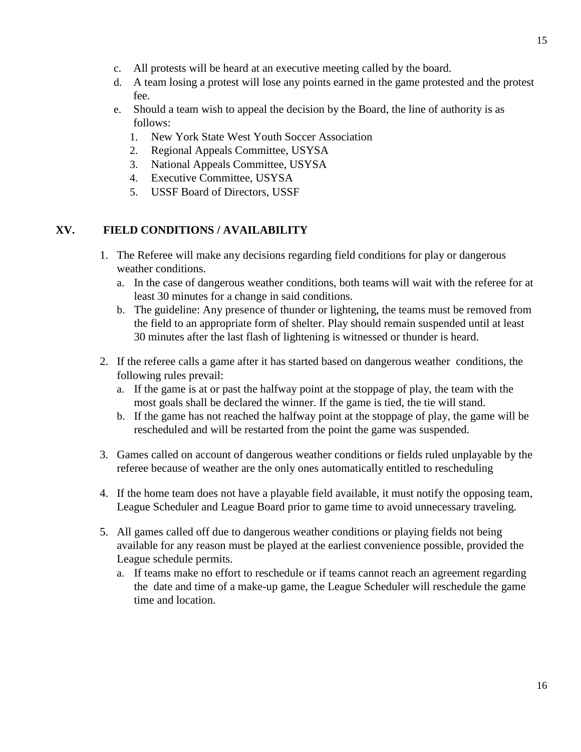c. All protests will be heard at an executive meeting called by the board.

d. A team losing a protest will lose any points earned in the game protested and the protest fee.

e. Should a team wish to appeal the decision by the Board, the line of authority is as follows:

   1. New York State West Youth Soccer Association
   2. Regional Appeals Committee, USYSA
   3. National Appeals Committee, USYSA
   4. Executive Committee, USYSA
   5. USSF Board of Directors, USSF

## XV. FIELD CONDITIONS / AVAILABILITY

1. The Referee will make any decisions regarding field conditions for play or dangerous weather conditions.
   a. In the case of dangerous weather conditions, both teams will wait with the referee for at least 30 minutes for a change in said conditions.
   b. The guideline: Any presence of thunder or lightening, the teams must be removed from the field to an appropriate form of shelter. Play should remain suspended until at least 30 minutes after the last flash of lightening is witnessed or thunder is heard.

2. If the referee calls a game after it has started based on dangerous weather conditions, the following rules prevail:
   a. If the game is at or past the halfway point at the stoppage of play, the team with the most goals shall be declared the winner. If the game is tied, the tie will stand.
   b. If the game has not reached the halfway point at the stoppage of play, the game will be rescheduled and will be restarted from the point the game was suspended.

3. Games called on account of dangerous weather conditions or fields ruled unplayable by the referee because of weather are the only ones automatically entitled to rescheduling

4. If the home team does not have a playable field available, it must notify the opposing team, League Scheduler and League Board prior to game time to avoid unnecessary traveling.

5. All games called off due to dangerous weather conditions or playing fields not being available for any reason must be played at the earliest convenience possible, provided the League schedule permits.
   a. If teams make no effort to reschedule or if teams cannot reach an agreement regarding the date and time of a make-up game, the League Scheduler will reschedule the game time and location.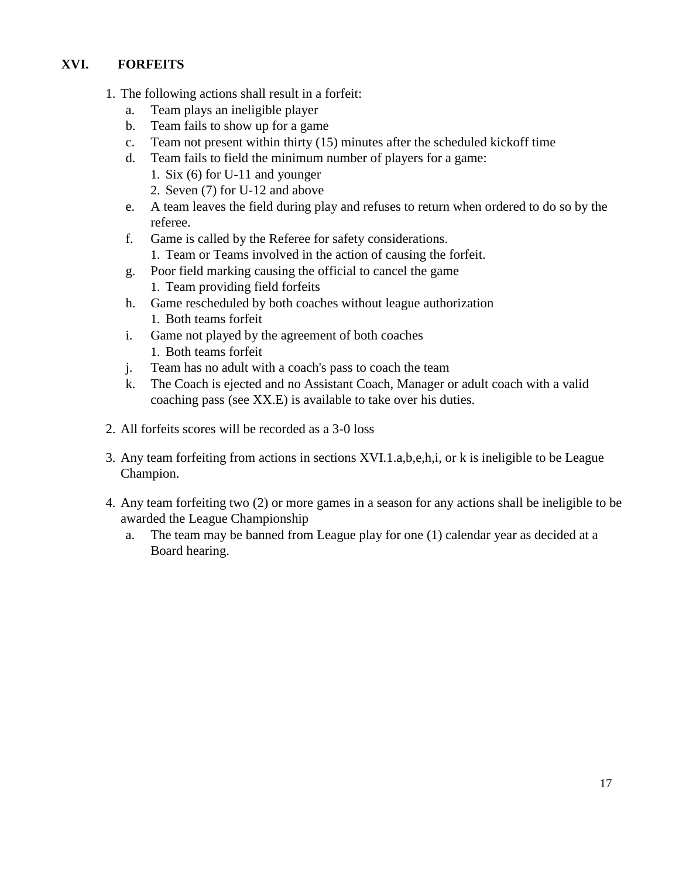## XVI. FORFEITS

1. The following actions shall result in a forfeit:
   a. Team plays an ineligible player
   b. Team fails to show up for a game
   c. Team not present within thirty (15) minutes after the scheduled kickoff time
   d. Team fails to field the minimum number of players for a game:
      1. Six (6) for U-11 and younger
      2. Seven (7) for U-12 and above
   e. A team leaves the field during play and refuses to return when ordered to do so by the referee.
   f. Game is called by the Referee for safety considerations.
      1. Team or Teams involved in the action of causing the forfeit.
   g. Poor field marking causing the official to cancel the game
      1. Team providing field forfeits
   h. Game rescheduled by both coaches without league authorization
      1. Both teams forfeit
   i. Game not played by the agreement of both coaches
      1. Both teams forfeit
   j. Team has no adult with a coach's pass to coach the team
   k. The Coach is ejected and no Assistant Coach, Manager or adult coach with a valid coaching pass (see XX.E) is available to take over his duties.

2. All forfeits scores will be recorded as a 3-0 loss

3. Any team forfeiting from actions in sections XVI.1.a,b,e,h,i, or k is ineligible to be League Champion.

4. Any team forfeiting two (2) or more games in a season for any actions shall be ineligible to be awarded the League Championship
   a. The team may be banned from League play for one (1) calendar year as decided at a Board hearing.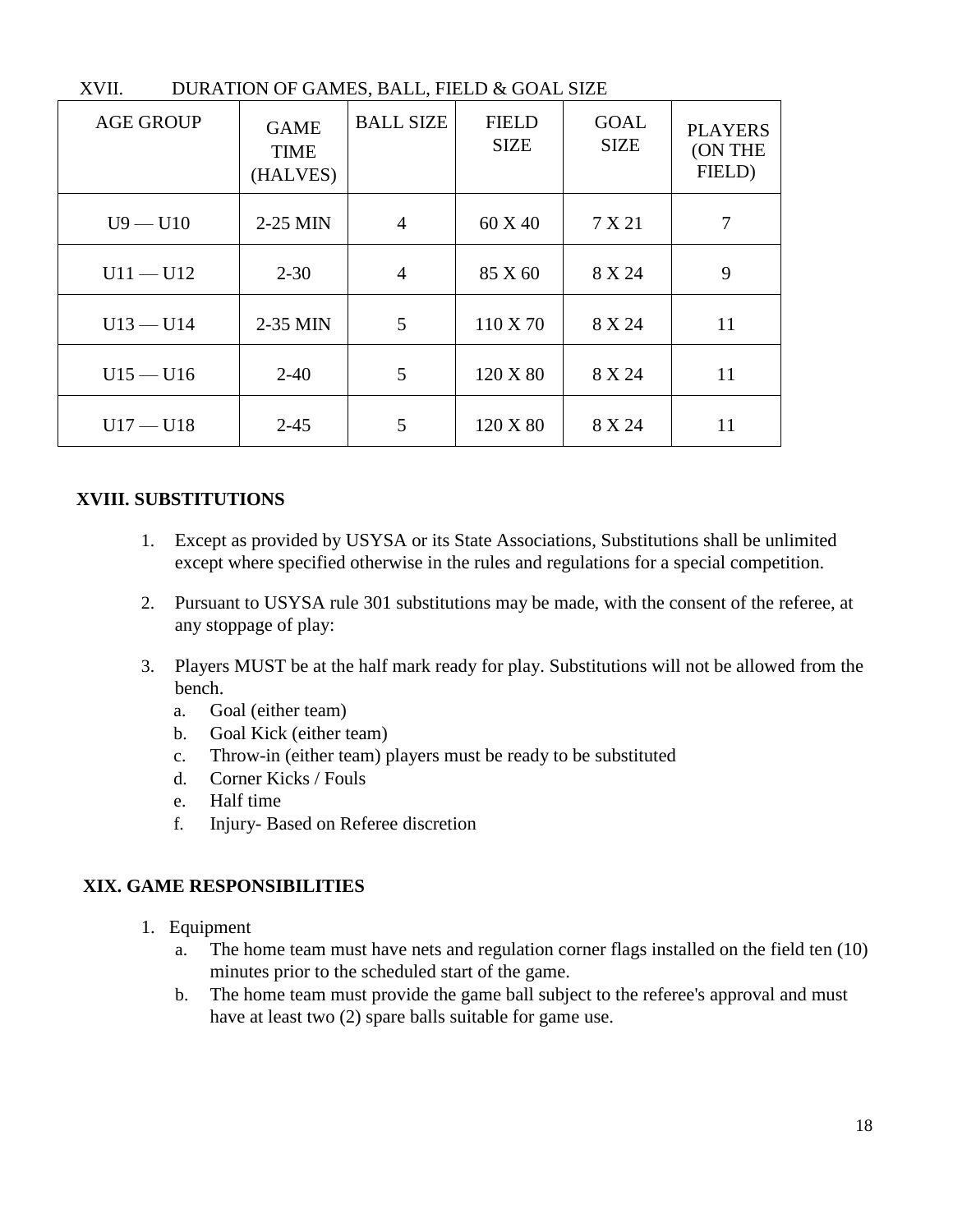XVII. DURATION OF GAMES, BALL, FIELD & GOAL SIZE

| AGE GROUP | GAME TIME (HALVES) | BALL SIZE | FIELD SIZE | GOAL SIZE | PLAYERS (ON THE FIELD) |
|---|---|---|---|---|---|
| U9 — U10 | 2-25 MIN | 4 | 60 X 40 | 7 X 21 | 7 |
| U11 — U12 | 2-30 | 4 | 85 X 60 | 8 X 24 | 9 |
| U13 — U14 | 2-35 MIN | 5 | 110 X 70 | 8 X 24 | 11 |
| U15 — U16 | 2-40 | 5 | 120 X 80 | 8 X 24 | 11 |
| U17 — U18 | 2-45 | 5 | 120 X 80 | 8 X 24 | 11 |

**XVIII. SUBSTITUTIONS**

1. Except as provided by USYSA or its State Associations, Substitutions shall be unlimited except where specified otherwise in the rules and regulations for a special competition.

2. Pursuant to USYSA rule 301 substitutions may be made, with the consent of the referee, at any stoppage of play:

3. Players MUST be at the half mark ready for play. Substitutions will not be allowed from the bench.
   a. Goal (either team)
   b. Goal Kick (either team)
   c. Throw-in (either team) players must be ready to be substituted
   d. Corner Kicks / Fouls
   e. Half time
   f. Injury- Based on Referee discretion

**XIX. GAME RESPONSIBILITIES**

1. Equipment
   a. The home team must have nets and regulation corner flags installed on the field ten (10) minutes prior to the scheduled start of the game.
   b. The home team must provide the game ball subject to the referee's approval and must have at least two (2) spare balls suitable for game use.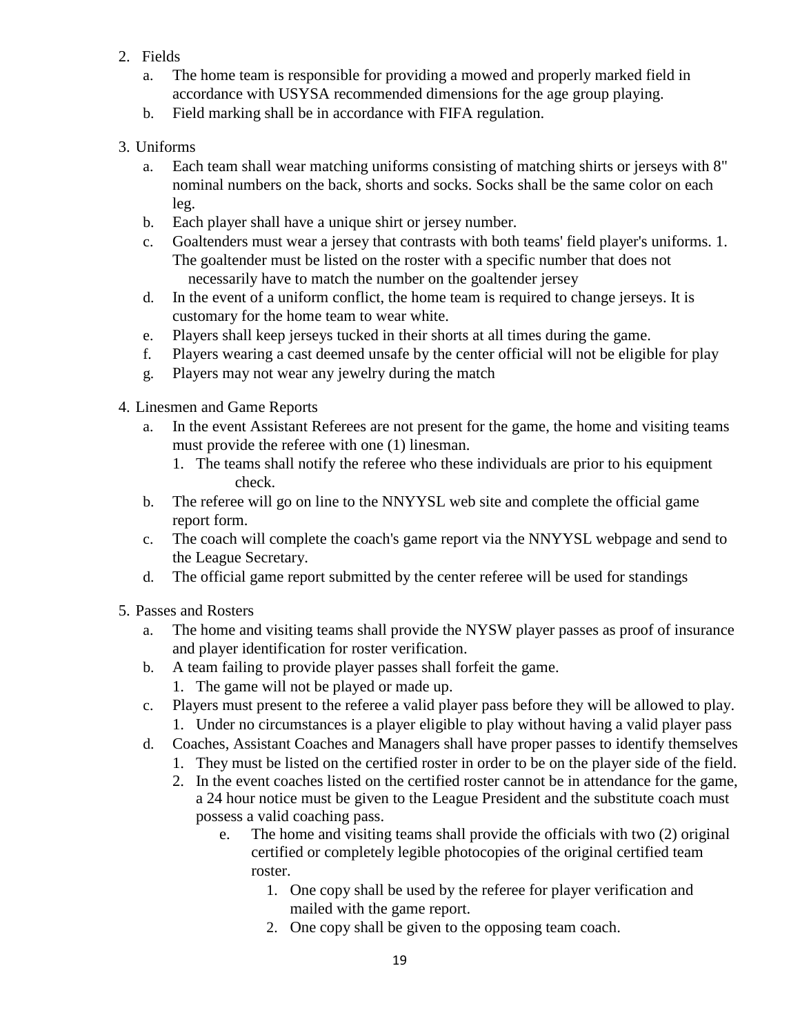2. Fields
   a. The home team is responsible for providing a mowed and properly marked field in accordance with USYSA recommended dimensions for the age group playing.
   b. Field marking shall be in accordance with FIFA regulation.

3. Uniforms
   a. Each team shall wear matching uniforms consisting of matching shirts or jerseys with 8" nominal numbers on the back, shorts and socks. Socks shall be the same color on each leg.
   b. Each player shall have a unique shirt or jersey number.
   c. Goaltenders must wear a jersey that contrasts with both teams' field player's uniforms. 1. The goaltender must be listed on the roster with a specific number that does not necessarily have to match the number on the goaltender jersey
   d. In the event of a uniform conflict, the home team is required to change jerseys. It is customary for the home team to wear white.
   e. Players shall keep jerseys tucked in their shorts at all times during the game.
   f. Players wearing a cast deemed unsafe by the center official will not be eligible for play
   g. Players may not wear any jewelry during the match

4. Linesmen and Game Reports
   a. In the event Assistant Referees are not present for the game, the home and visiting teams must provide the referee with one (1) linesman.
      1. The teams shall notify the referee who these individuals are prior to his equipment check.
   b. The referee will go on line to the NNYYSL web site and complete the official game report form.
   c. The coach will complete the coach's game report via the NNYYSL webpage and send to the League Secretary.
   d. The official game report submitted by the center referee will be used for standings

5. Passes and Rosters
   a. The home and visiting teams shall provide the NYSW player passes as proof of insurance and player identification for roster verification.
   b. A team failing to provide player passes shall forfeit the game.
      1. The game will not be played or made up.
   c. Players must present to the referee a valid player pass before they will be allowed to play.
      1. Under no circumstances is a player eligible to play without having a valid player pass
   d. Coaches, Assistant Coaches and Managers shall have proper passes to identify themselves
      1. They must be listed on the certified roster in order to be on the player side of the field.
      2. In the event coaches listed on the certified roster cannot be in attendance for the game, a 24 hour notice must be given to the League President and the substitute coach must possess a valid coaching pass.
   e. The home and visiting teams shall provide the officials with two (2) original certified or completely legible photocopies of the original certified team roster.
      1. One copy shall be used by the referee for player verification and mailed with the game report.
      2. One copy shall be given to the opposing team coach.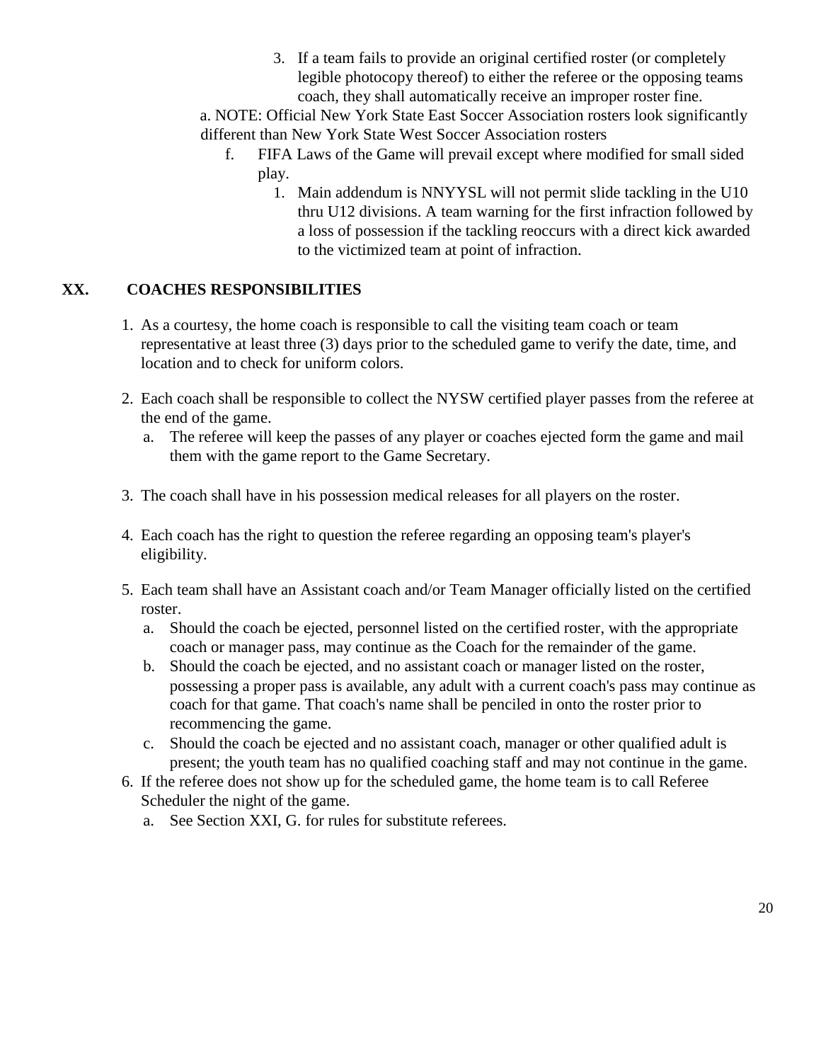3. If a team fails to provide an original certified roster (or completely legible photocopy thereof) to either the referee or the opposing teams coach, they shall automatically receive an improper roster fine.

a. NOTE: Official New York State East Soccer Association rosters look significantly different than New York State West Soccer Association rosters

f. FIFA Laws of the Game will prevail except where modified for small sided play.

1. Main addendum is NNYYSL will not permit slide tackling in the U10 thru U12 divisions. A team warning for the first infraction followed by a loss of possession if the tackling reoccurs with a direct kick awarded to the victimized team at point of infraction.

## XX. COACHES RESPONSIBILITIES

1. As a courtesy, the home coach is responsible to call the visiting team coach or team representative at least three (3) days prior to the scheduled game to verify the date, time, and location and to check for uniform colors.

2. Each coach shall be responsible to collect the NYSW certified player passes from the referee at the end of the game.
   a. The referee will keep the passes of any player or coaches ejected form the game and mail them with the game report to the Game Secretary.

3. The coach shall have in his possession medical releases for all players on the roster.

4. Each coach has the right to question the referee regarding an opposing team's player's eligibility.

5. Each team shall have an Assistant coach and/or Team Manager officially listed on the certified roster.
   a. Should the coach be ejected, personnel listed on the certified roster, with the appropriate coach or manager pass, may continue as the Coach for the remainder of the game.
   b. Should the coach be ejected, and no assistant coach or manager listed on the roster, possessing a proper pass is available, any adult with a current coach's pass may continue as coach for that game. That coach's name shall be penciled in onto the roster prior to recommencing the game.
   c. Should the coach be ejected and no assistant coach, manager or other qualified adult is present; the youth team has no qualified coaching staff and may not continue in the game.
6. If the referee does not show up for the scheduled game, the home team is to call Referee Scheduler the night of the game.
   a. See Section XXI, G. for rules for substitute referees.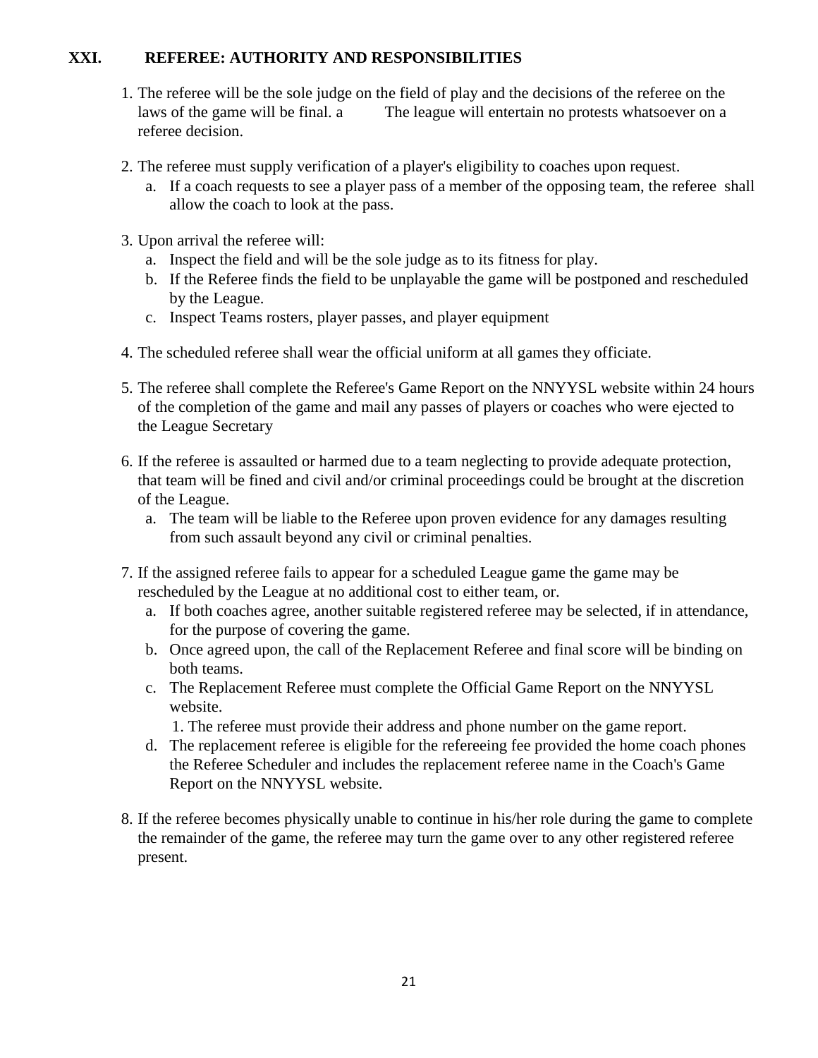## XXI. REFEREE: AUTHORITY AND RESPONSIBILITIES

1. The referee will be the sole judge on the field of play and the decisions of the referee on the laws of the game will be final. a The league will entertain no protests whatsoever on a referee decision.

2. The referee must supply verification of a player's eligibility to coaches upon request.
   a. If a coach requests to see a player pass of a member of the opposing team, the referee shall allow the coach to look at the pass.

3. Upon arrival the referee will:
   a. Inspect the field and will be the sole judge as to its fitness for play.
   b. If the Referee finds the field to be unplayable the game will be postponed and rescheduled by the League.
   c. Inspect Teams rosters, player passes, and player equipment

4. The scheduled referee shall wear the official uniform at all games they officiate.

5. The referee shall complete the Referee's Game Report on the NNYYSL website within 24 hours of the completion of the game and mail any passes of players or coaches who were ejected to the League Secretary

6. If the referee is assaulted or harmed due to a team neglecting to provide adequate protection, that team will be fined and civil and/or criminal proceedings could be brought at the discretion of the League.
   a. The team will be liable to the Referee upon proven evidence for any damages resulting from such assault beyond any civil or criminal penalties.

7. If the assigned referee fails to appear for a scheduled League game the game may be rescheduled by the League at no additional cost to either team, or.
   a. If both coaches agree, another suitable registered referee may be selected, if in attendance, for the purpose of covering the game.
   b. Once agreed upon, the call of the Replacement Referee and final score will be binding on both teams.
   c. The Replacement Referee must complete the Official Game Report on the NNYYSL website.
      1. The referee must provide their address and phone number on the game report.
   d. The replacement referee is eligible for the refereeing fee provided the home coach phones the Referee Scheduler and includes the replacement referee name in the Coach's Game Report on the NNYYSL website.

8. If the referee becomes physically unable to continue in his/her role during the game to complete the remainder of the game, the referee may turn the game over to any other registered referee present.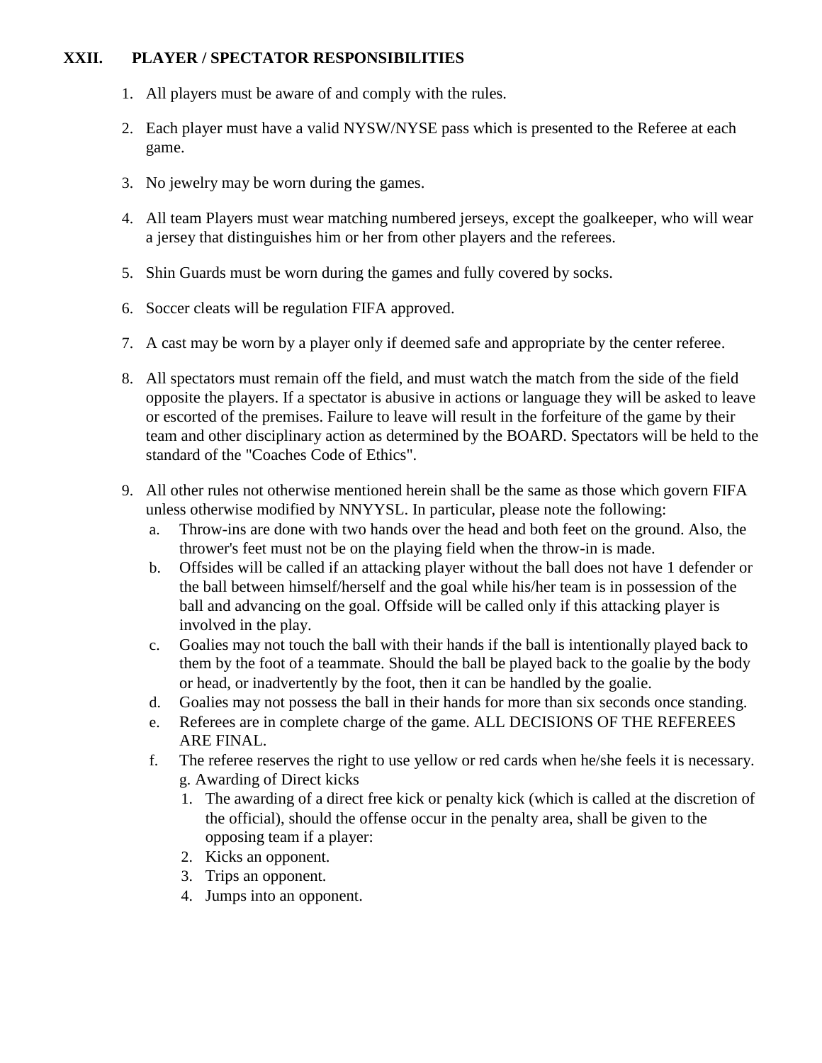## XXII. PLAYER / SPECTATOR RESPONSIBILITIES

1. All players must be aware of and comply with the rules.

2. Each player must have a valid NYSW/NYSE pass which is presented to the Referee at each game.

3. No jewelry may be worn during the games.

4. All team Players must wear matching numbered jerseys, except the goalkeeper, who will wear a jersey that distinguishes him or her from other players and the referees.

5. Shin Guards must be worn during the games and fully covered by socks.

6. Soccer cleats will be regulation FIFA approved.

7. A cast may be worn by a player only if deemed safe and appropriate by the center referee.

8. All spectators must remain off the field, and must watch the match from the side of the field opposite the players. If a spectator is abusive in actions or language they will be asked to leave or escorted of the premises. Failure to leave will result in the forfeiture of the game by their team and other disciplinary action as determined by the BOARD. Spectators will be held to the standard of the "Coaches Code of Ethics".

9. All other rules not otherwise mentioned herein shall be the same as those which govern FIFA unless otherwise modified by NNYYSL. In particular, please note the following:
   a. Throw-ins are done with two hands over the head and both feet on the ground. Also, the thrower's feet must not be on the playing field when the throw-in is made.
   b. Offsides will be called if an attacking player without the ball does not have 1 defender or the ball between himself/herself and the goal while his/her team is in possession of the ball and advancing on the goal. Offside will be called only if this attacking player is involved in the play.
   c. Goalies may not touch the ball with their hands if the ball is intentionally played back to them by the foot of a teammate. Should the ball be played back to the goalie by the body or head, or inadvertently by the foot, then it can be handled by the goalie.
   d. Goalies may not possess the ball in their hands for more than six seconds once standing.
   e. Referees are in complete charge of the game. ALL DECISIONS OF THE REFEREES ARE FINAL.
   f. The referee reserves the right to use yellow or red cards when he/she feels it is necessary. g. Awarding of Direct kicks
      1. The awarding of a direct free kick or penalty kick (which is called at the discretion of the official), should the offense occur in the penalty area, shall be given to the opposing team if a player:
      2. Kicks an opponent.
      3. Trips an opponent.
      4. Jumps into an opponent.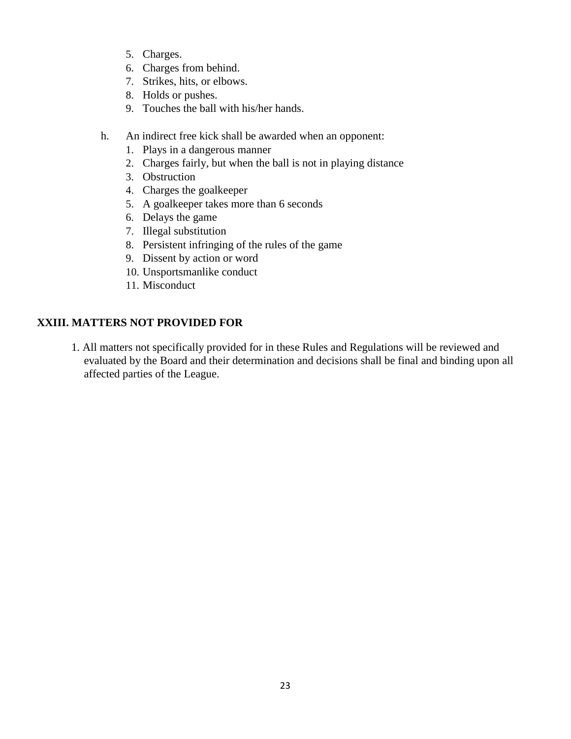5. Charges.
6. Charges from behind.
7. Strikes, hits, or elbows.
8. Holds or pushes.
9. Touches the ball with his/her hands.

h. An indirect free kick shall be awarded when an opponent:
   1. Plays in a dangerous manner
   2. Charges fairly, but when the ball is not in playing distance
   3. Obstruction
   4. Charges the goalkeeper
   5. A goalkeeper takes more than 6 seconds
   6. Delays the game
   7. Illegal substitution
   8. Persistent infringing of the rules of the game
   9. Dissent by action or word
   10. Unsportsmanlike conduct
   11. Misconduct

## XXIII. MATTERS NOT PROVIDED FOR

1. All matters not specifically provided for in these Rules and Regulations will be reviewed and evaluated by the Board and their determination and decisions shall be final and binding upon all affected parties of the League.